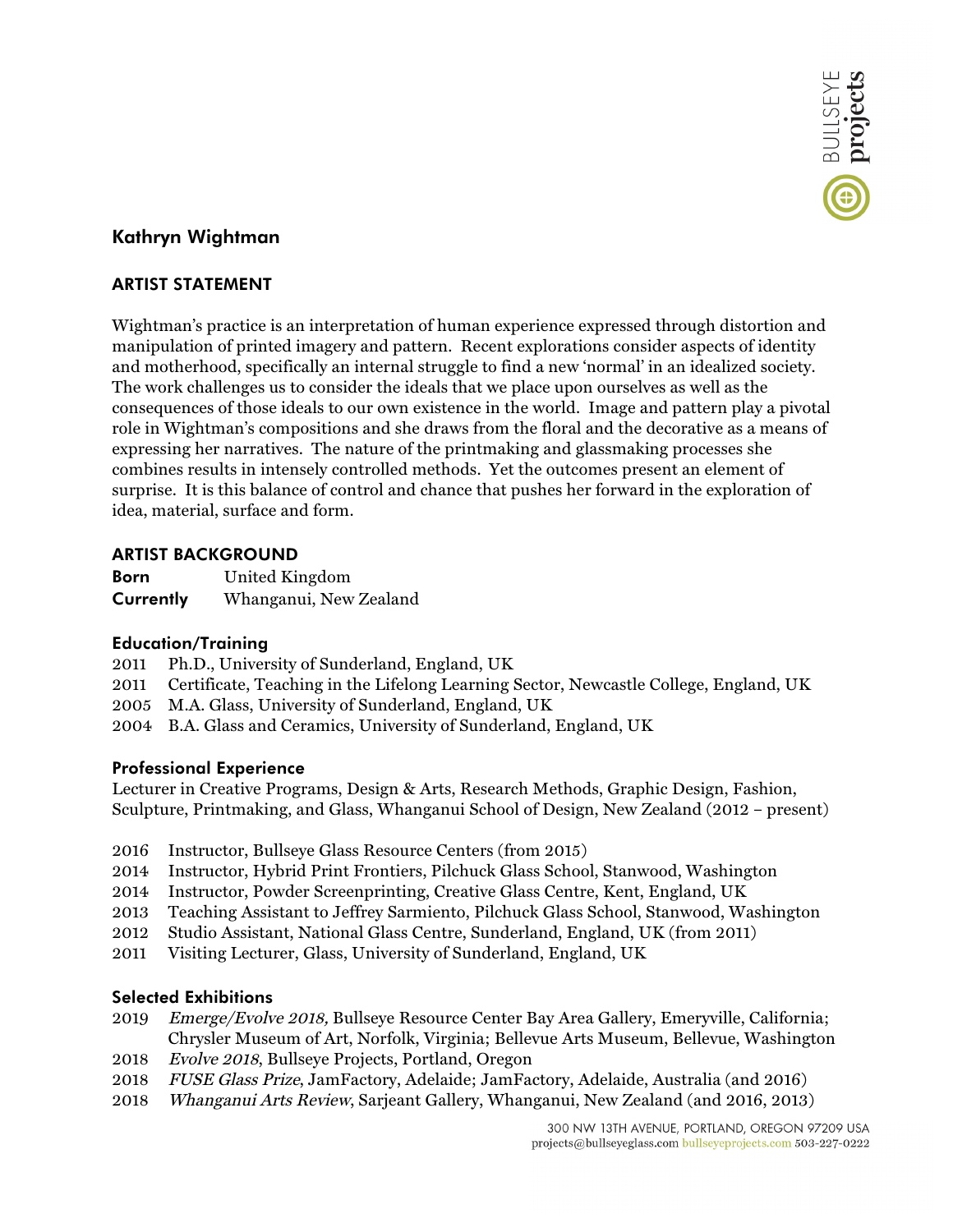# Kathryn Wightman

## ARTIST STATEMENT

Wightman's practice is an interpretation of human experience expressed through distortion and manipulation of printed imagery and pattern. Recent explorations consider aspects of identity and motherhood, specifically an internal struggle to find a new 'normal' in an idealized society. The work challenges us to consider the ideals that we place upon ourselves as well as the consequences of those ideals to our own existence in the world. Image and pattern play a pivotal role in Wightman's compositions and she draws from the floral and the decorative as a means of expressing her narratives. The nature of the printmaking and glassmaking processes she combines results in intensely controlled methods. Yet the outcomes present an element of surprise. It is this balance of control and chance that pushes her forward in the exploration of idea, material, surface and form.

## ARTIST BACKGROUND

**Born** United Kingdom
**Currently** Whanganui, New Zealand

### Education/Training

2011 Ph.D., University of Sunderland, England, UK
2011 Certificate, Teaching in the Lifelong Learning Sector, Newcastle College, England, UK
2005 M.A. Glass, University of Sunderland, England, UK
2004 B.A. Glass and Ceramics, University of Sunderland, England, UK

### Professional Experience

Lecturer in Creative Programs, Design & Arts, Research Methods, Graphic Design, Fashion, Sculpture, Printmaking, and Glass, Whanganui School of Design, New Zealand (2012 – present)

2016 Instructor, Bullseye Glass Resource Centers (from 2015)
2014 Instructor, Hybrid Print Frontiers, Pilchuck Glass School, Stanwood, Washington
2014 Instructor, Powder Screenprinting, Creative Glass Centre, Kent, England, UK
2013 Teaching Assistant to Jeffrey Sarmiento, Pilchuck Glass School, Stanwood, Washington
2012 Studio Assistant, National Glass Centre, Sunderland, England, UK (from 2011)
2011 Visiting Lecturer, Glass, University of Sunderland, England, UK

### Selected Exhibitions

2019 *Emerge/Evolve 2018,* Bullseye Resource Center Bay Area Gallery, Emeryville, California; Chrysler Museum of Art, Norfolk, Virginia; Bellevue Arts Museum, Bellevue, Washington
2018 *Evolve 2018*, Bullseye Projects, Portland, Oregon
2018 *FUSE Glass Prize*, JamFactory, Adelaide; JamFactory, Adelaide, Australia (and 2016)
2018 *Whanganui Arts Review*, Sarjeant Gallery, Whanganui, New Zealand (and 2016, 2013)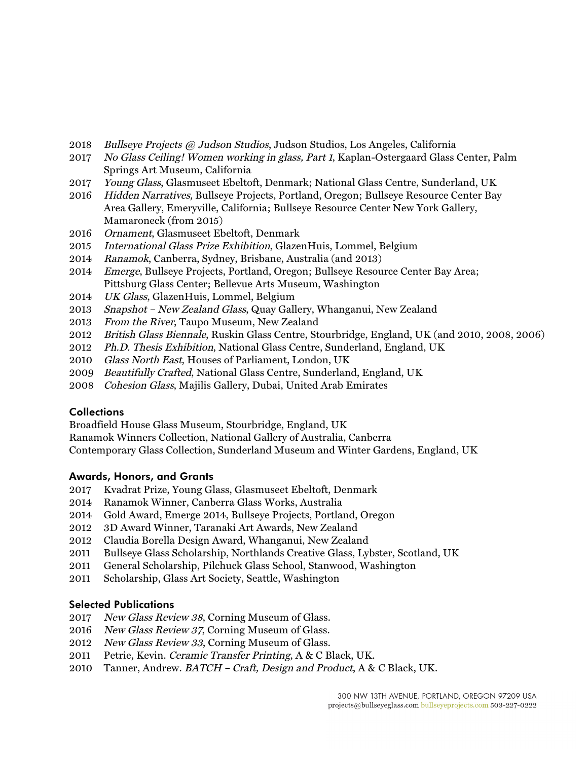2018 *Bullseye Projects @ Judson Studios*, Judson Studios, Los Angeles, California
2017 *No Glass Ceiling! Women working in glass, Part 1*, Kaplan-Ostergaard Glass Center, Palm Springs Art Museum, California
2017 *Young Glass*, Glasmuseet Ebeltoft, Denmark; National Glass Centre, Sunderland, UK
2016 *Hidden Narratives,* Bullseye Projects, Portland, Oregon; Bullseye Resource Center Bay Area Gallery, Emeryville, California; Bullseye Resource Center New York Gallery, Mamaroneck (from 2015)
2016 *Ornament*, Glasmuseet Ebeltoft, Denmark
2015 *International Glass Prize Exhibition*, GlazenHuis, Lommel, Belgium
2014 *Ranamok*, Canberra, Sydney, Brisbane, Australia (and 2013)
2014 *Emerge*, Bullseye Projects, Portland, Oregon; Bullseye Resource Center Bay Area; Pittsburg Glass Center; Bellevue Arts Museum, Washington
2014 *UK Glass*, GlazenHuis, Lommel, Belgium
2013 *Snapshot – New Zealand Glass*, Quay Gallery, Whanganui, New Zealand
2013 *From the River*, Taupo Museum, New Zealand
2012 *British Glass Biennale*, Ruskin Glass Centre, Stourbridge, England, UK (and 2010, 2008, 2006)
2012 *Ph.D. Thesis Exhibition*, National Glass Centre, Sunderland, England, UK
2010 *Glass North East*, Houses of Parliament, London, UK
2009 *Beautifully Crafted*, National Glass Centre, Sunderland, England, UK
2008 *Cohesion Glass*, Majilis Gallery, Dubai, United Arab Emirates

## Collections

Broadfield House Glass Museum, Stourbridge, England, UK
Ranamok Winners Collection, National Gallery of Australia, Canberra
Contemporary Glass Collection, Sunderland Museum and Winter Gardens, England, UK

## Awards, Honors, and Grants

2017 Kvadrat Prize, Young Glass, Glasmuseet Ebeltoft, Denmark
2014 Ranamok Winner, Canberra Glass Works, Australia
2014 Gold Award, Emerge 2014, Bullseye Projects, Portland, Oregon
2012 3D Award Winner, Taranaki Art Awards, New Zealand
2012 Claudia Borella Design Award, Whanganui, New Zealand
2011 Bullseye Glass Scholarship, Northlands Creative Glass, Lybster, Scotland, UK
2011 General Scholarship, Pilchuck Glass School, Stanwood, Washington
2011 Scholarship, Glass Art Society, Seattle, Washington

## Selected Publications

2017 *New Glass Review 38*, Corning Museum of Glass.
2016 *New Glass Review 37*, Corning Museum of Glass.
2012 *New Glass Review 33*, Corning Museum of Glass.
2011 Petrie, Kevin. *Ceramic Transfer Printing*, A & C Black, UK.
2010 Tanner, Andrew. *BATCH – Craft, Design and Product*, A & C Black, UK.

300 NW 13TH AVENUE, PORTLAND, OREGON 97209 USA
projects@bullseyeglass.com bullseyeprojects.com 503-227-0222